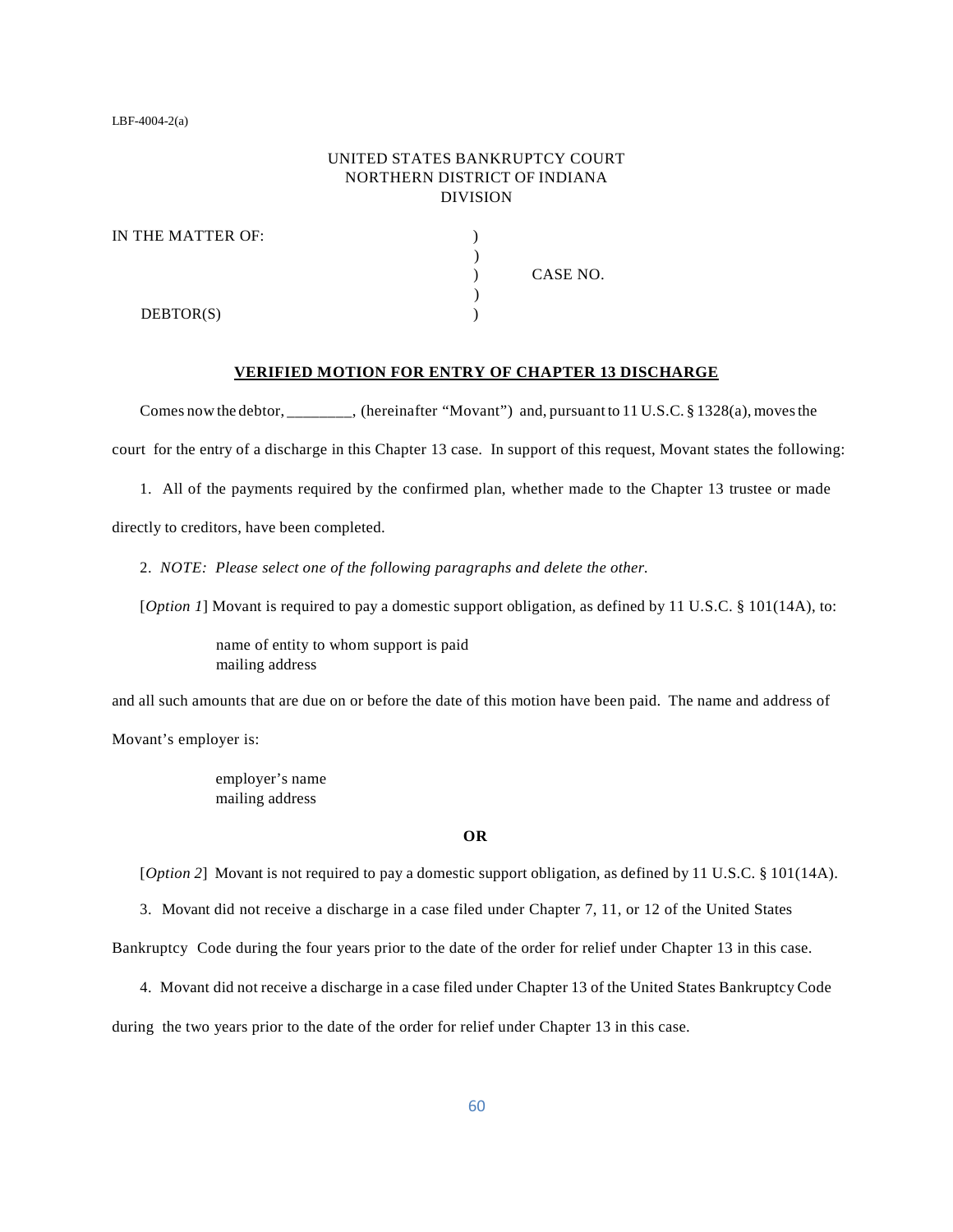LBF-4004-2(a)

UNITED STATES BANKRUPTCY COURT
NORTHERN DISTRICT OF INDIANA
DIVISION

IN THE MATTER OF: )
)
) CASE NO.
)
DEBTOR(S) )

**VERIFIED MOTION FOR ENTRY OF CHAPTER 13 DISCHARGE**

Comes now the debtor, ________, (hereinafter "Movant") and, pursuant to 11 U.S.C. § 1328(a), moves the court for the entry of a discharge in this Chapter 13 case. In support of this request, Movant states the following:

1. All of the payments required by the confirmed plan, whether made to the Chapter 13 trustee or made directly to creditors, have been completed.

2. *NOTE: Please select one of the following paragraphs and delete the other.*

[*Option 1*] Movant is required to pay a domestic support obligation, as defined by 11 U.S.C. § 101(14A), to:

name of entity to whom support is paid
mailing address

and all such amounts that are due on or before the date of this motion have been paid. The name and address of Movant's employer is:

employer's name
mailing address

**OR**

[*Option 2*] Movant is not required to pay a domestic support obligation, as defined by 11 U.S.C. § 101(14A).

3. Movant did not receive a discharge in a case filed under Chapter 7, 11, or 12 of the United States Bankruptcy Code during the four years prior to the date of the order for relief under Chapter 13 in this case.

4. Movant did not receive a discharge in a case filed under Chapter 13 of the United States Bankruptcy Code during the two years prior to the date of the order for relief under Chapter 13 in this case.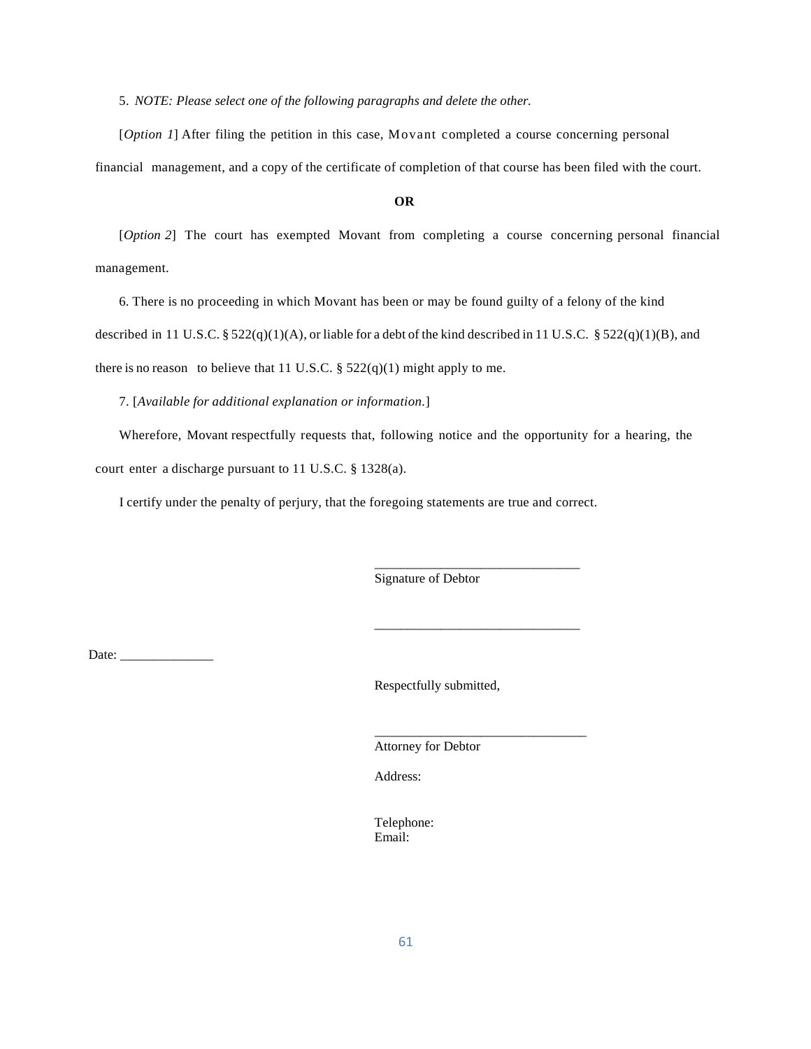5. *NOTE: Please select one of the following paragraphs and delete the other.*

[*Option 1*] After filing the petition in this case, Movant completed a course concerning personal financial management, and a copy of the certificate of completion of that course has been filed with the court.

**OR**

[*Option 2*] The court has exempted Movant from completing a course concerning personal financial management.

6. There is no proceeding in which Movant has been or may be found guilty of a felony of the kind described in 11 U.S.C. § 522(q)(1)(A), or liable for a debt of the kind described in 11 U.S.C. § 522(q)(1)(B), and there is no reason to believe that 11 U.S.C. § 522(q)(1) might apply to me.

7. [*Available for additional explanation or information.*]

Wherefore, Movant respectfully requests that, following notice and the opportunity for a hearing, the court enter a discharge pursuant to 11 U.S.C. § 1328(a).

I certify under the penalty of perjury, that the foregoing statements are true and correct.

______________________________
Signature of Debtor

______________________________

Date: ______________

Respectfully submitted,

_______________________________
Attorney for Debtor

Address:

Telephone:
Email: